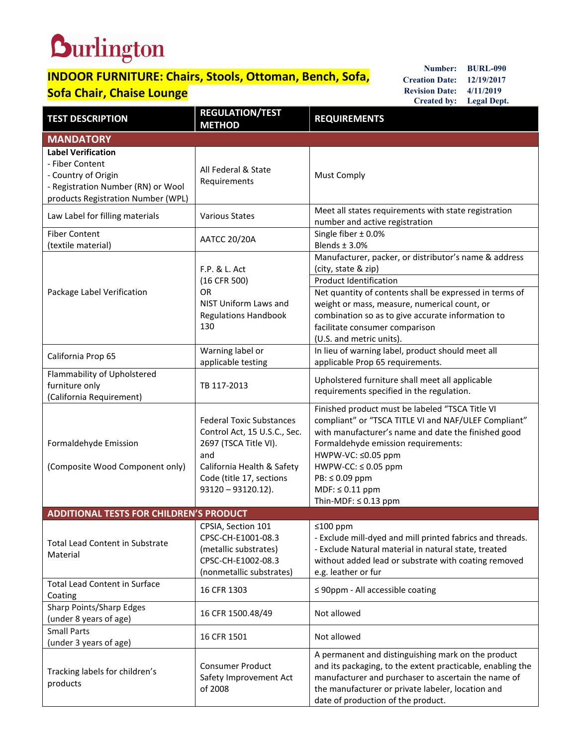# Burlington

## INDOOR FURNITURE: Chairs, Stools, Ottoman, Bench, Sofa, Sofa Chair, Chaise Lounge

**Number:** BURL-090
**Creation Date:** 12/19/2017
**Revision Date:** 4/11/2019
**Created by:** Legal Dept.

| TEST DESCRIPTION | REGULATION/TEST METHOD | REQUIREMENTS |
|---|---|---|
| **MANDATORY** | | |
| **Label Verification**<br>- Fiber Content<br>- Country of Origin<br>- Registration Number (RN) or Wool products Registration Number (WPL) | All Federal & State Requirements | Must Comply |
| Law Label for filling materials | Various States | Meet all states requirements with state registration number and active registration |
| Fiber Content (textile material) | AATCC 20/20A | Single fiber ± 0.0%<br>Blends ± 3.0% |
| Package Label Verification | F.P. & L. Act (16 CFR 500) OR NIST Uniform Laws and Regulations Handbook 130 | Manufacturer, packer, or distributor's name & address (city, state & zip)<br>Product Identification<br>Net quantity of contents shall be expressed in terms of weight or mass, measure, numerical count, or combination so as to give accurate information to facilitate consumer comparison (U.S. and metric units). |
| California Prop 65 | Warning label or applicable testing | In lieu of warning label, product should meet all applicable Prop 65 requirements. |
| Flammability of Upholstered furniture only (California Requirement) | TB 117-2013 | Upholstered furniture shall meet all applicable requirements specified in the regulation. |
| Formaldehyde Emission<br><br>(Composite Wood Component only) | Federal Toxic Substances Control Act, 15 U.S.C., Sec. 2697 (TSCA Title VI). and California Health & Safety Code (title 17, sections 93120 – 93120.12). | Finished product must be labeled "TSCA Title VI compliant" or "TSCA TITLE VI and NAF/ULEF Compliant" with manufacturer's name and date the finished good<br>Formaldehyde emission requirements:<br>HWPW-VC: ≤0.05 ppm<br>HWPW-CC: ≤ 0.05 ppm<br>PB: ≤ 0.09 ppm<br>MDF: ≤ 0.11 ppm<br>Thin-MDF: ≤ 0.13 ppm |
| **ADDITIONAL TESTS FOR CHILDREN'S PRODUCT** | | |
| Total Lead Content in Substrate Material | CPSIA, Section 101<br>CPSC-CH-E1001-08.3 (metallic substrates)<br>CPSC-CH-E1002-08.3 (nonmetallic substrates) | ≤100 ppm<br>- Exclude mill-dyed and mill printed fabrics and threads.<br>- Exclude Natural material in natural state, treated without added lead or substrate with coating removed e.g. leather or fur |
| Total Lead Content in Surface Coating | 16 CFR 1303 | ≤ 90ppm - All accessible coating |
| Sharp Points/Sharp Edges (under 8 years of age) | 16 CFR 1500.48/49 | Not allowed |
| Small Parts (under 3 years of age) | 16 CFR 1501 | Not allowed |
| Tracking labels for children's products | Consumer Product Safety Improvement Act of 2008 | A permanent and distinguishing mark on the product and its packaging, to the extent practicable, enabling the manufacturer and purchaser to ascertain the name of the manufacturer or private labeler, location and date of production of the product. |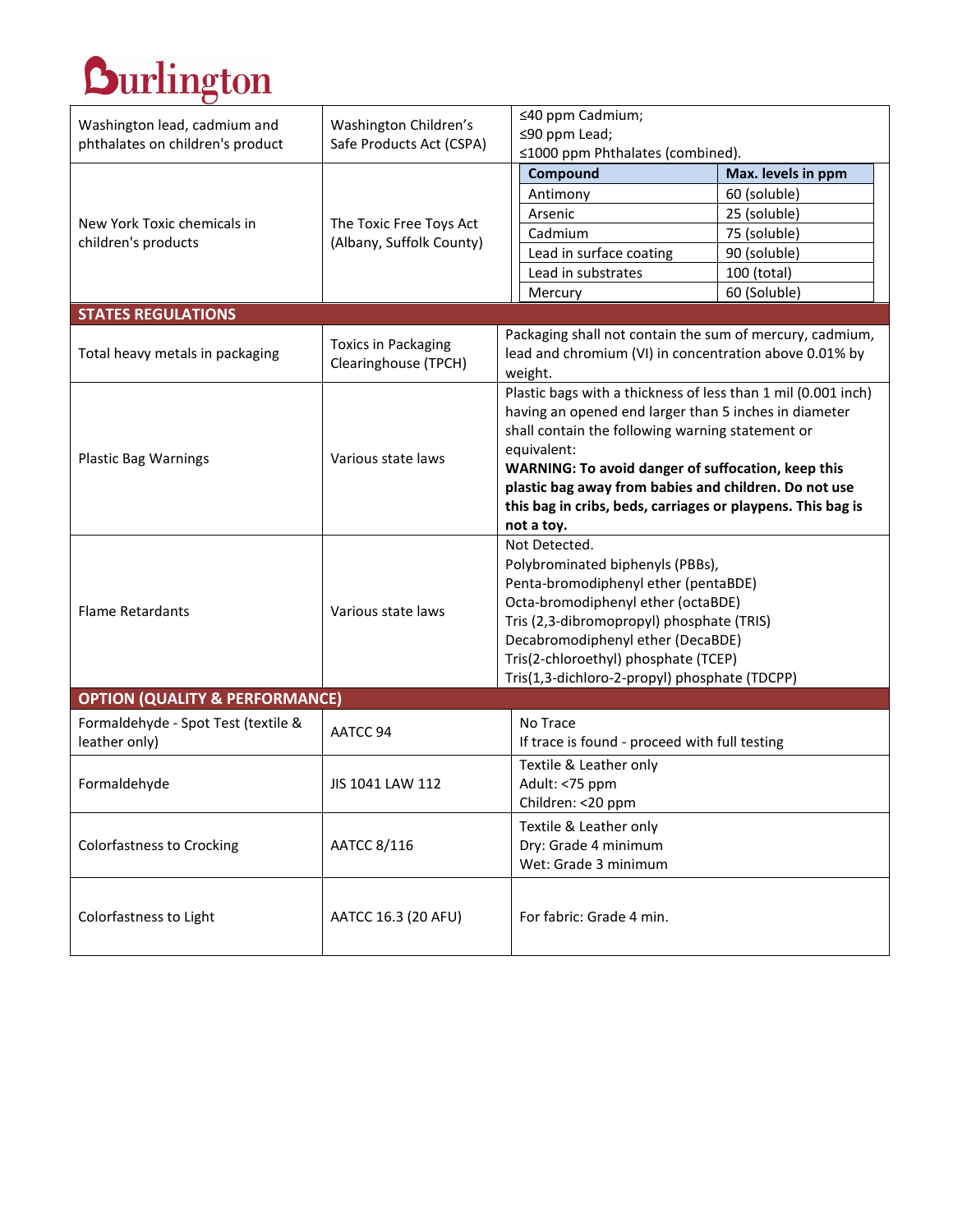| | | |
|---|---|---|
| Washington lead, cadmium and phthalates on children's product | Washington Children's Safe Products Act (CSPA) | ≤40 ppm Cadmium;<br>≤90 ppm Lead;<br>≤1000 ppm Phthalates (combined). |
| New York Toxic chemicals in children's products | The Toxic Free Toys Act (Albany, Suffolk County) | **Compound** – **Max. levels in ppm**<br>Antimony – 60 (soluble)<br>Arsenic – 25 (soluble)<br>Cadmium – 75 (soluble)<br>Lead in surface coating – 90 (soluble)<br>Lead in substrates – 100 (total)<br>Mercury – 60 (Soluble) |
| **STATES REGULATIONS** | | |
| Total heavy metals in packaging | Toxics in Packaging Clearinghouse (TPCH) | Packaging shall not contain the sum of mercury, cadmium, lead and chromium (VI) in concentration above 0.01% by weight. |
| Plastic Bag Warnings | Various state laws | Plastic bags with a thickness of less than 1 mil (0.001 inch) having an opened end larger than 5 inches in diameter shall contain the following warning statement or equivalent:<br>**WARNING: To avoid danger of suffocation, keep this plastic bag away from babies and children. Do not use this bag in cribs, beds, carriages or playpens. This bag is not a toy.** |
| Flame Retardants | Various state laws | Not Detected.<br>Polybrominated biphenyls (PBBs),<br>Penta-bromodiphenyl ether (pentaBDE)<br>Octa-bromodiphenyl ether (octaBDE)<br>Tris (2,3-dibromopropyl) phosphate (TRIS)<br>Decabromodiphenyl ether (DecaBDE)<br>Tris(2-chloroethyl) phosphate (TCEP)<br>Tris(1,3-dichloro-2-propyl) phosphate (TDCPP) |
| **OPTION (QUALITY & PERFORMANCE)** | | |
| Formaldehyde - Spot Test (textile & leather only) | AATCC 94 | No Trace<br>If trace is found - proceed with full testing |
| Formaldehyde | JIS 1041 LAW 112 | Textile & Leather only<br>Adult: <75 ppm<br>Children: <20 ppm |
| Colorfastness to Crocking | AATCC 8/116 | Textile & Leather only<br>Dry: Grade 4 minimum<br>Wet: Grade 3 minimum |
| Colorfastness to Light | AATCC 16.3 (20 AFU) | For fabric: Grade 4 min. |